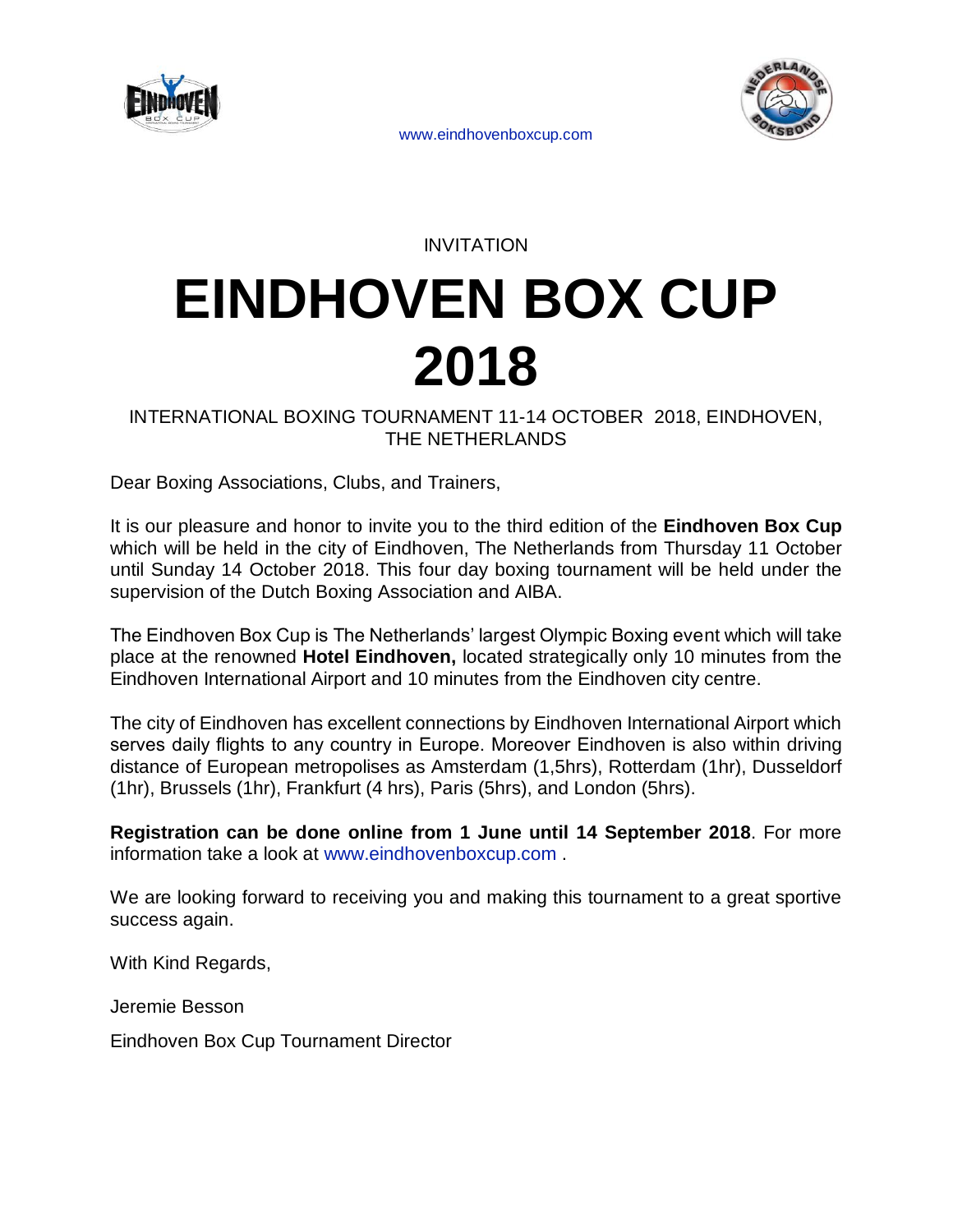www.eindhovenboxcup.com

INVITATION

# EINDHOVEN BOX CUP 2018

INTERNATIONAL BOXING TOURNAMENT 11-14 OCTOBER 2018, EINDHOVEN, THE NETHERLANDS

Dear Boxing Associations, Clubs, and Trainers,

It is our pleasure and honor to invite you to the third edition of the **Eindhoven Box Cup** which will be held in the city of Eindhoven, The Netherlands from Thursday 11 October until Sunday 14 October 2018. This four day boxing tournament will be held under the supervision of the Dutch Boxing Association and AIBA.

The Eindhoven Box Cup is The Netherlands' largest Olympic Boxing event which will take place at the renowned **Hotel Eindhoven,** located strategically only 10 minutes from the Eindhoven International Airport and 10 minutes from the Eindhoven city centre.

The city of Eindhoven has excellent connections by Eindhoven International Airport which serves daily flights to any country in Europe. Moreover Eindhoven is also within driving distance of European metropolises as Amsterdam (1,5hrs), Rotterdam (1hr), Dusseldorf (1hr), Brussels (1hr), Frankfurt (4 hrs), Paris (5hrs), and London (5hrs).

**Registration can be done online from 1 June until 14 September 2018**. For more information take a look at www.eindhovenboxcup.com .

We are looking forward to receiving you and making this tournament to a great sportive success again.

With Kind Regards,

Jeremie Besson

Eindhoven Box Cup Tournament Director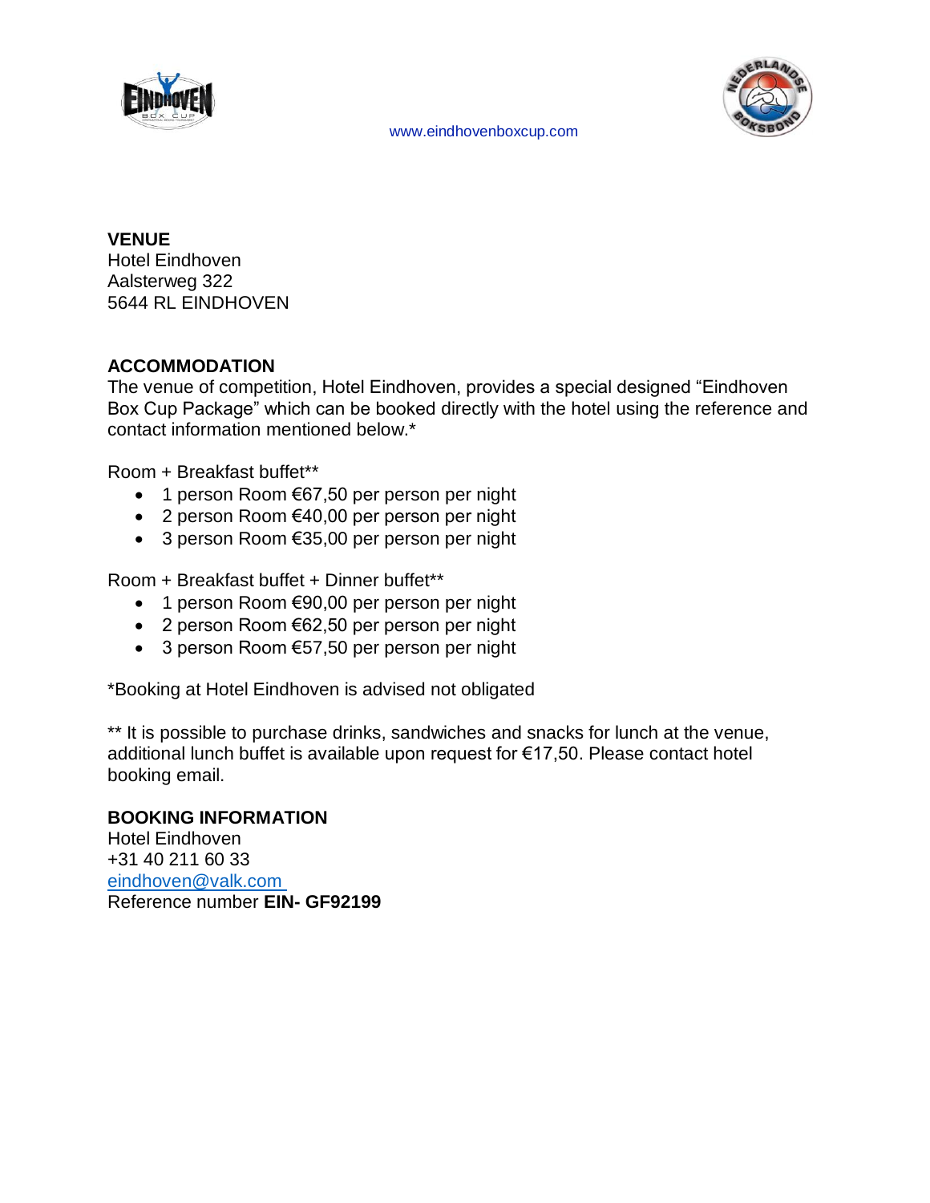www.eindhovenboxcup.com

**VENUE**
Hotel Eindhoven
Aalsterweg 322
5644 RL EINDHOVEN

**ACCOMMODATION**
The venue of competition, Hotel Eindhoven, provides a special designed “Eindhoven Box Cup Package” which can be booked directly with the hotel using the reference and contact information mentioned below.*

Room + Breakfast buffet**

- 1 person Room €67,50 per person per night
- 2 person Room €40,00 per person per night
- 3 person Room €35,00 per person per night

Room + Breakfast buffet + Dinner buffet**

- 1 person Room €90,00 per person per night
- 2 person Room €62,50 per person per night
- 3 person Room €57,50 per person per night

*Booking at Hotel Eindhoven is advised not obligated

** It is possible to purchase drinks, sandwiches and snacks for lunch at the venue, additional lunch buffet is available upon request for €17,50. Please contact hotel booking email.

**BOOKING INFORMATION**
Hotel Eindhoven
+31 40 211 60 33
eindhoven@valk.com
Reference number **EIN- GF92199**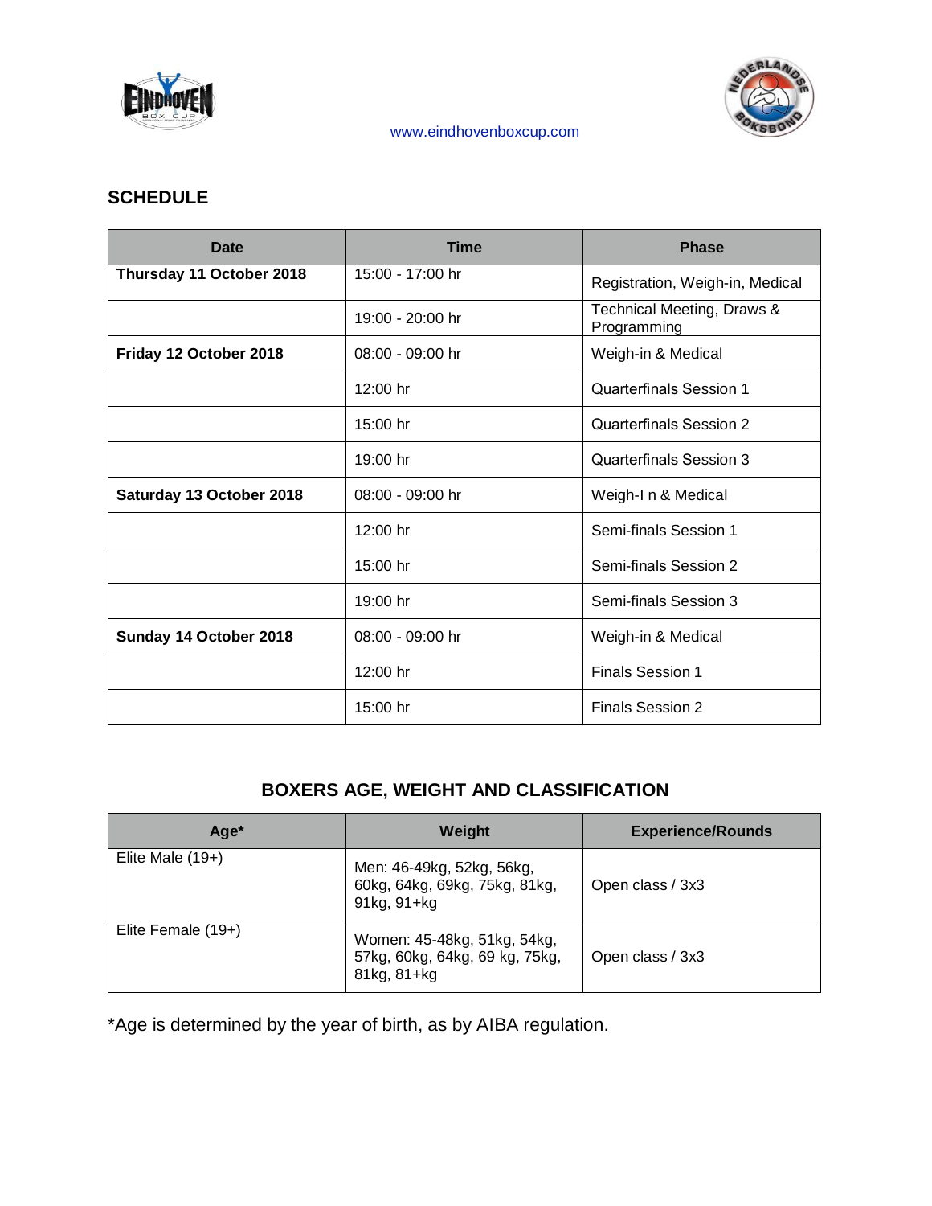www.eindhovenboxcup.com

## SCHEDULE

| Date | Time | Phase |
|---|---|---|
| **Thursday 11 October 2018** | 15:00 - 17:00 hr | Registration, Weigh-in, Medical |
| | 19:00 - 20:00 hr | Technical Meeting, Draws & Programming |
| **Friday 12 October 2018** | 08:00 - 09:00 hr | Weigh-in & Medical |
| | 12:00 hr | Quarterfinals Session 1 |
| | 15:00 hr | Quarterfinals Session 2 |
| | 19:00 hr | Quarterfinals Session 3 |
| **Saturday 13 October 2018** | 08:00 - 09:00 hr | Weigh-I n & Medical |
| | 12:00 hr | Semi-finals Session 1 |
| | 15:00 hr | Semi-finals Session 2 |
| | 19:00 hr | Semi-finals Session 3 |
| **Sunday 14 October 2018** | 08:00 - 09:00 hr | Weigh-in & Medical |
| | 12:00 hr | Finals Session 1 |
| | 15:00 hr | Finals Session 2 |

## BOXERS AGE, WEIGHT AND CLASSIFICATION

| Age* | Weight | Experience/Rounds |
|---|---|---|
| Elite Male (19+) | Men: 46-49kg, 52kg, 56kg, 60kg, 64kg, 69kg, 75kg, 81kg, 91kg, 91+kg | Open class / 3x3 |
| Elite Female (19+) | Women: 45-48kg, 51kg, 54kg, 57kg, 60kg, 64kg, 69 kg, 75kg, 81kg, 81+kg | Open class / 3x3 |

*Age is determined by the year of birth, as by AIBA regulation.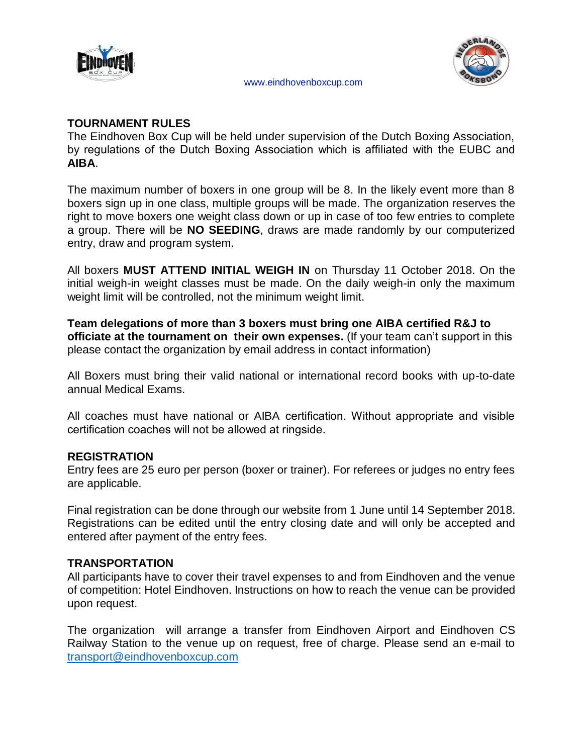www.eindhovenboxcup.com

## TOURNAMENT RULES

The Eindhoven Box Cup will be held under supervision of the Dutch Boxing Association, by regulations of the Dutch Boxing Association which is affiliated with the EUBC and **AIBA**.

The maximum number of boxers in one group will be 8. In the likely event more than 8 boxers sign up in one class, multiple groups will be made. The organization reserves the right to move boxers one weight class down or up in case of too few entries to complete a group. There will be **NO SEEDING**, draws are made randomly by our computerized entry, draw and program system.

All boxers **MUST ATTEND INITIAL WEIGH IN** on Thursday 11 October 2018. On the initial weigh-in weight classes must be made. On the daily weigh-in only the maximum weight limit will be controlled, not the minimum weight limit.

**Team delegations of more than 3 boxers must bring one AIBA certified R&J to officiate at the tournament on their own expenses.** (If your team can't support in this please contact the organization by email address in contact information)

All Boxers must bring their valid national or international record books with up-to-date annual Medical Exams.

All coaches must have national or AIBA certification. Without appropriate and visible certification coaches will not be allowed at ringside.

## REGISTRATION

Entry fees are 25 euro per person (boxer or trainer). For referees or judges no entry fees are applicable.

Final registration can be done through our website from 1 June until 14 September 2018. Registrations can be edited until the entry closing date and will only be accepted and entered after payment of the entry fees.

## TRANSPORTATION

All participants have to cover their travel expenses to and from Eindhoven and the venue of competition: Hotel Eindhoven. Instructions on how to reach the venue can be provided upon request.

The organization will arrange a transfer from Eindhoven Airport and Eindhoven CS Railway Station to the venue up on request, free of charge. Please send an e-mail to transport@eindhovenboxcup.com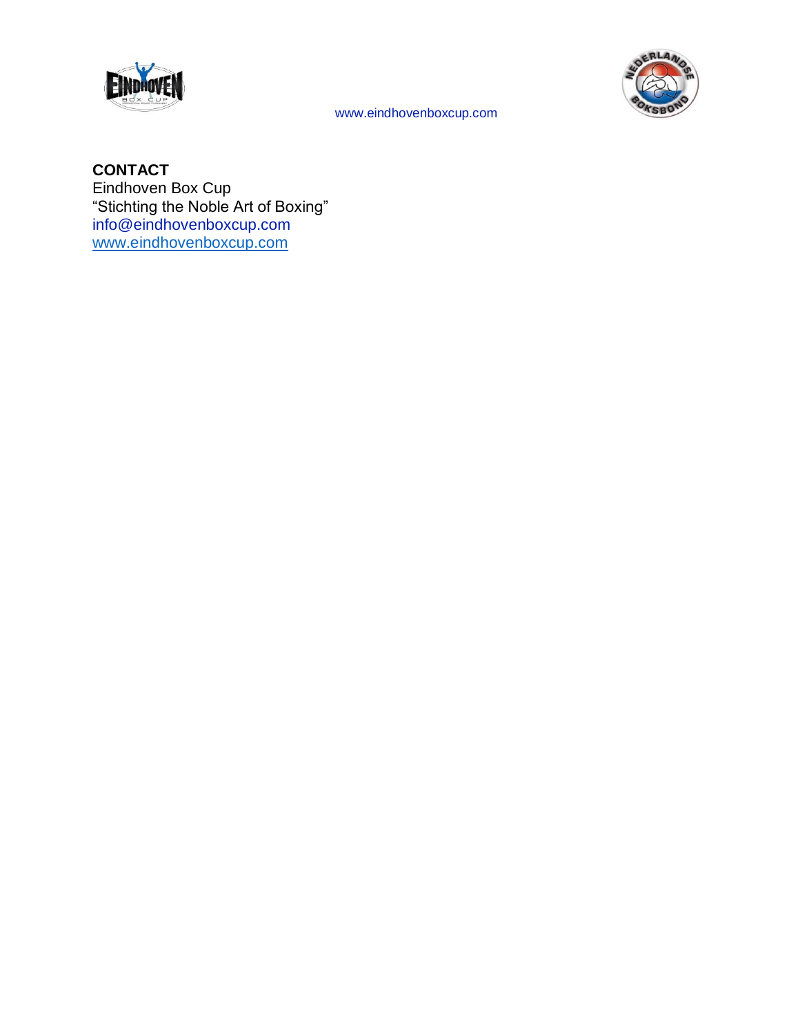**CONTACT**
Eindhoven Box Cup
“Stichting the Noble Art of Boxing”
info@eindhovenboxcup.com
www.eindhovenboxcup.com